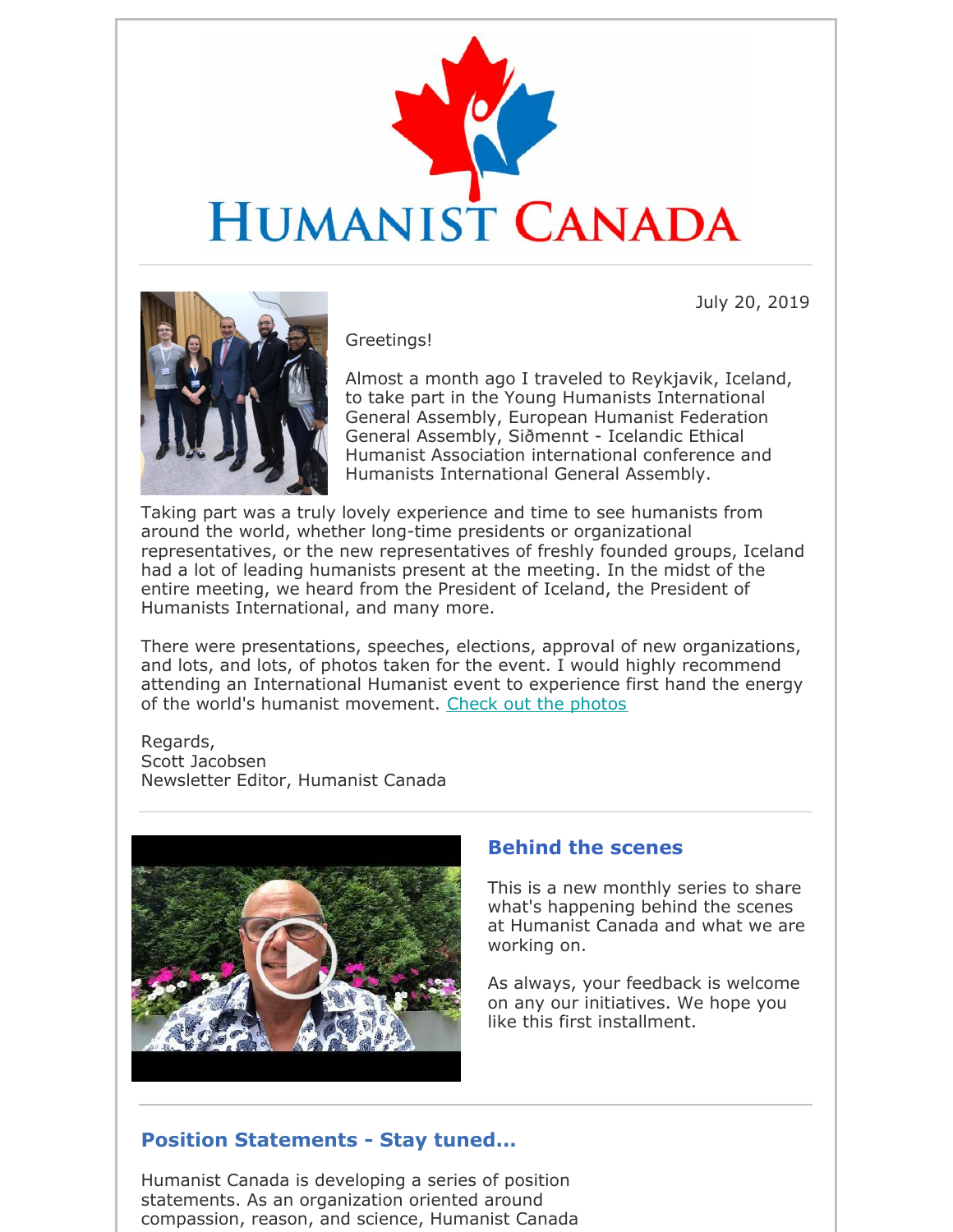# HUMANIST CANADA

July 20, 2019

Greetings!

Almost a month ago I traveled to Reykjavik, Iceland, to take part in the Young Humanists International General Assembly, European Humanist Federation General Assembly, Siðmennt - Icelandic Ethical Humanist Association international conference and Humanists International General Assembly.

Taking part was a truly lovely experience and time to see humanists from around the world, whether long-time presidents or organizational representatives, or the new representatives of freshly founded groups, Iceland had a lot of leading humanists present at the meeting. In the midst of the entire meeting, we heard from the President of Iceland, the President of Humanists International, and many more.

There were presentations, speeches, elections, approval of new organizations, and lots, and lots, of photos taken for the event. I would highly recommend attending an International Humanist event to experience first hand the energy of the world's humanist movement. Check out the photos

Regards,
Scott Jacobsen
Newsletter Editor, Humanist Canada

## Behind the scenes

This is a new monthly series to share what's happening behind the scenes at Humanist Canada and what we are working on.

As always, your feedback is welcome on any our initiatives. We hope you like this first installment.

## Position Statements - Stay tuned...

Humanist Canada is developing a series of position statements. As an organization oriented around compassion, reason, and science, Humanist Canada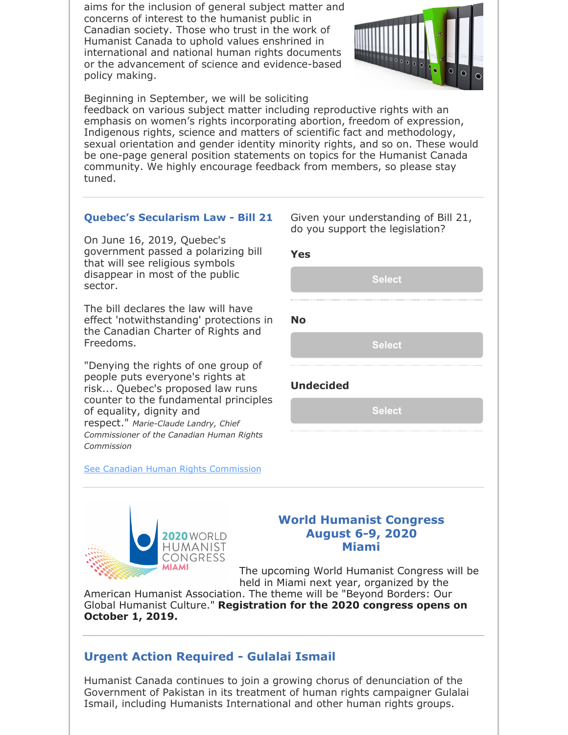aims for the inclusion of general subject matter and concerns of interest to the humanist public in Canadian society. Those who trust in the work of Humanist Canada to uphold values enshrined in international and national human rights documents or the advancement of science and evidence-based policy making.

Beginning in September, we will be soliciting feedback on various subject matter including reproductive rights with an emphasis on women's rights incorporating abortion, freedom of expression, Indigenous rights, science and matters of scientific fact and methodology, sexual orientation and gender identity minority rights, and so on. These would be one-page general position statements on topics for the Humanist Canada community. We highly encourage feedback from members, so please stay tuned.

---

### Quebec's Secularism Law - Bill 21

On June 16, 2019, Quebec's government passed a polarizing bill that will see religious symbols disappear in most of the public sector.

The bill declares the law will have effect 'notwithstanding' protections in the Canadian Charter of Rights and Freedoms.

"Denying the rights of one group of people puts everyone's rights at risk... Quebec's proposed law runs counter to the fundamental principles of equality, dignity and respect." *Marie-Claude Landry, Chief Commissioner of the Canadian Human Rights Commission*

See Canadian Human Rights Commission

Given your understanding of Bill 21, do you support the legislation?

**Yes**

Select

**No**

Select

**Undecided**

Select

---

### World Humanist Congress August 6-9, 2020 Miami

The upcoming World Humanist Congress will be held in Miami next year, organized by the American Humanist Association. The theme will be "Beyond Borders: Our Global Humanist Culture." **Registration for the 2020 congress opens on October 1, 2019.**

---

### Urgent Action Required - Gulalai Ismail

Humanist Canada continues to join a growing chorus of denunciation of the Government of Pakistan in its treatment of human rights campaigner Gulalai Ismail, including Humanists International and other human rights groups.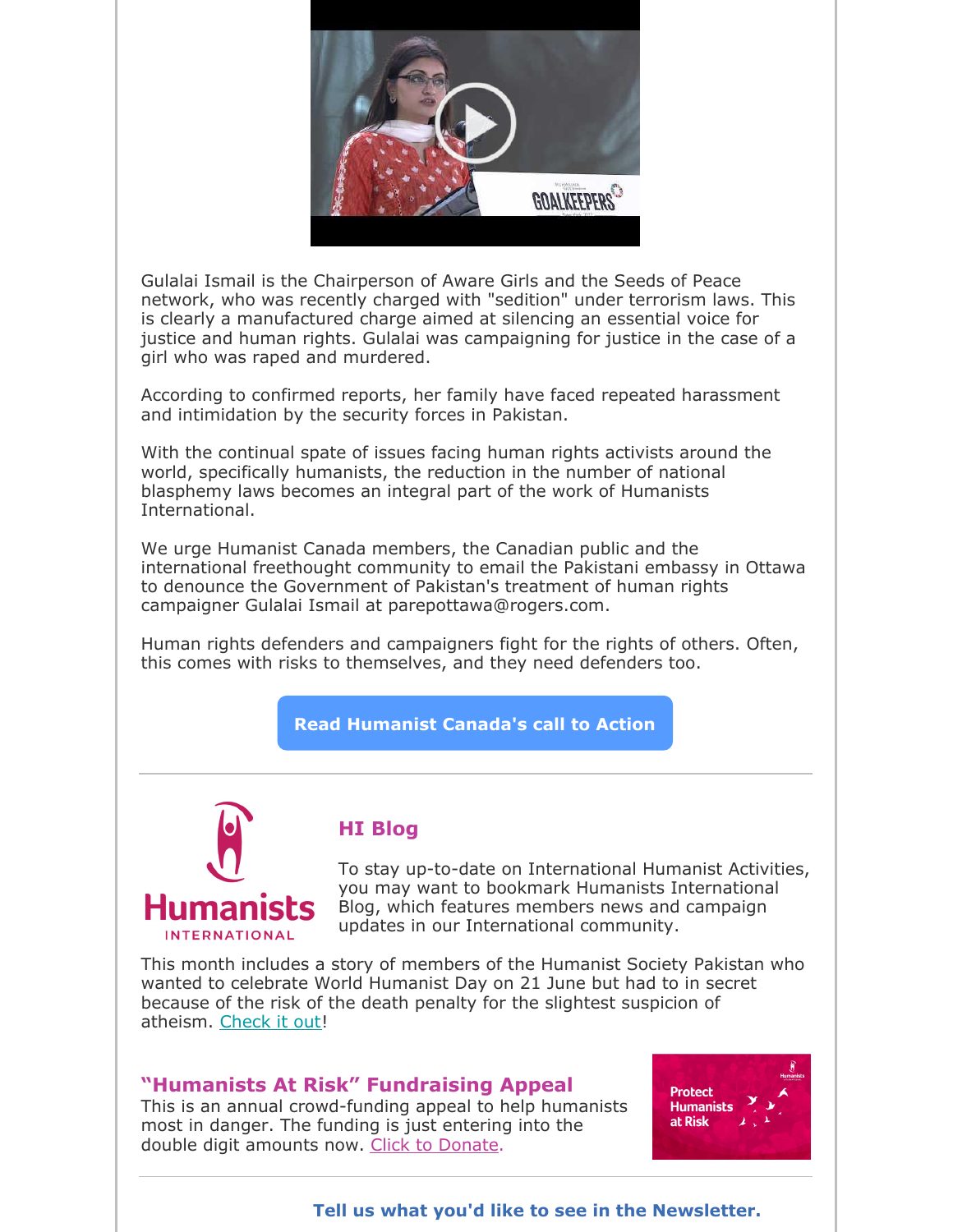Gulalai Ismail is the Chairperson of Aware Girls and the Seeds of Peace network, who was recently charged with "sedition" under terrorism laws. This is clearly a manufactured charge aimed at silencing an essential voice for justice and human rights. Gulalai was campaigning for justice in the case of a girl who was raped and murdered.

According to confirmed reports, her family have faced repeated harassment and intimidation by the security forces in Pakistan.

With the continual spate of issues facing human rights activists around the world, specifically humanists, the reduction in the number of national blasphemy laws becomes an integral part of the work of Humanists International.

We urge Humanist Canada members, the Canadian public and the international freethought community to email the Pakistani embassy in Ottawa to denounce the Government of Pakistan's treatment of human rights campaigner Gulalai Ismail at parepottawa@rogers.com.

Human rights defenders and campaigners fight for the rights of others. Often, this comes with risks to themselves, and they need defenders too.

**Read Humanist Canada's call to Action**

---

## HI Blog

To stay up-to-date on International Humanist Activities, you may want to bookmark Humanists International Blog, which features members news and campaign updates in our International community.

This month includes a story of members of the Humanist Society Pakistan who wanted to celebrate World Humanist Day on 21 June but had to in secret because of the risk of the death penalty for the slightest suspicion of atheism. Check it out!

## "Humanists At Risk" Fundraising Appeal

This is an annual crowd-funding appeal to help humanists most in danger. The funding is just entering into the double digit amounts now. Click to Donate.

---

**Tell us what you'd like to see in the Newsletter.**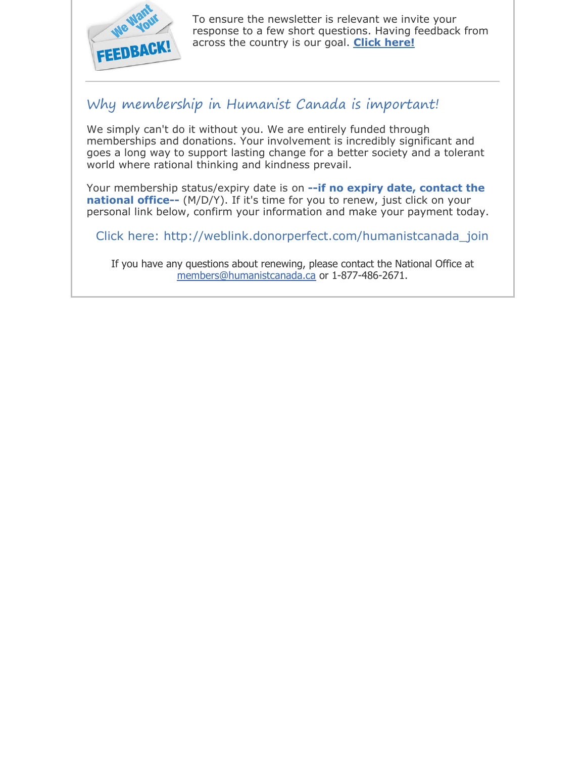To ensure the newsletter is relevant we invite your response to a few short questions. Having feedback from across the country is our goal. **Click here!**

## Why membership in Humanist Canada is important!

We simply can't do it without you. We are entirely funded through memberships and donations. Your involvement is incredibly significant and goes a long way to support lasting change for a better society and a tolerant world where rational thinking and kindness prevail.

Your membership status/expiry date is on **--if no expiry date, contact the national office--** (M/D/Y). If it's time for you to renew, just click on your personal link below, confirm your information and make your payment today.

Click here: http://weblink.donorperfect.com/humanistcanada_join

If you have any questions about renewing, please contact the National Office at members@humanistcanada.ca or 1-877-486-2671.